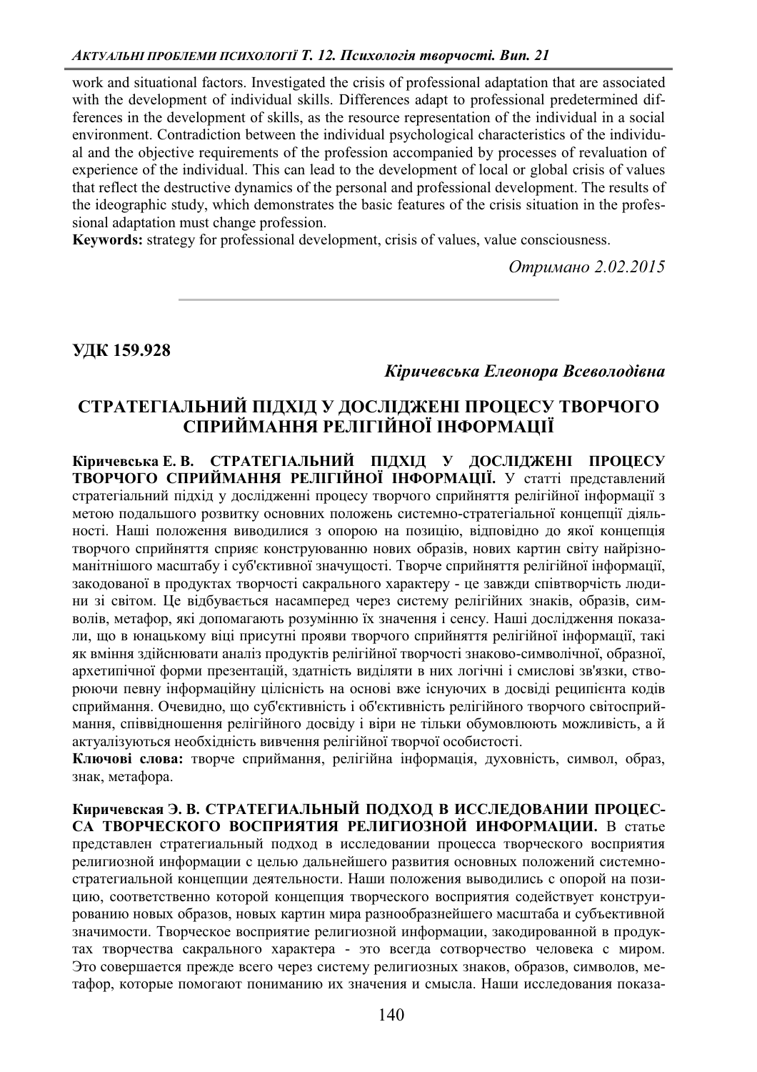work and situational factors. Investigated the crisis of professional adaptation that are associated with the development of individual skills. Differences adapt to professional predetermined differences in the development of skills, as the resource representation of the individual in a social environment. Contradiction between the individual psychological characteristics of the individual and the objective requirements of the profession accompanied by processes of revaluation of experience of the individual. This can lead to the development of local or global crisis of values that reflect the destructive dynamics of the personal and professional development. The results of the ideographic study, which demonstrates the basic features of the crisis situation in the professional adaptation must change profession.

**Keywords:** strategy for professional development, crisis of values, value consciousness.

*Ɉɬɪɢɦɚɧɨ 2.02.2015* 

**УДК 159.928** 

*Ʉɿɪɢɱɟɜɫɶɤɚȿɥɟɨɧɨɪɚȼɫɟɜɨɥɨɞɿɜɧɚ*

## СТРАТЕГІАЛЬНИЙ ПІДХІД У ДОСЛІДЖЕНІ ПРОЦЕСУ ТВОРЧОГО СПРИЙМАННЯ РЕЛІГІЙНОЇ ІНФОРМАЦІЇ

Кіричевська Е. В. СТРАТЕГІАЛЬНИЙ ПІДХІД У ДОСЛІДЖЕНІ ПРОЦЕСУ ТВОРЧОГО СПРИЙМАННЯ РЕЛІГІЙНОЇ ІНФОРМАЦІЇ. У статті представлений стратегіальний підхід у дослідженні процесу творчого сприйняття релігійної інформації з метою подальшого розвитку основних положень системно-стратегіальної концепції діяльності. Наші положення виводилися з опорою на позицію, відповідно до якої концепція творчого сприйняття сприяє конструюванню нових образів, нових картин світу найрізноманітнішого масштабу і суб'єктивної значущості. Творче сприйняття релігійної інформації, закодованої в продуктах творчості сакрального характеру - це завжди співтворчість людини зі світом. Це відбувається насамперед через систему релігійних знаків, образів, символів, метафор, які допомагають розумінню їх значення і сенсу. Наші дослідження показали, що в юнацькому віці присутні прояви творчого сприйняття релігійної інформації, такі як вміння здійснювати аналіз продуктів релігійної творчості знаково-символічної, образної, архетипічної форми презентацій, здатність виділяти в них логічні і смислові зв'язки, створюючи певну інформаційну цілісність на основі вже існуючих в досвіді реципієнта кодів сприймання. Очевидно, що суб'єктивність і об'єктивність релігійного творчого світосприймання, співвідношення релігійного досвіду і віри не тільки обумовлюють можливість, а й актуалізуються необхідність вивчення релігійної творчої особистості.

Ключові слова: творче сприймання, релігійна інформація, духовність, символ, образ, знак, метафора.

Киричевская Э. В. СТРАТЕГИАЛЬНЫЙ ПОДХОД В ИССЛЕДОВАНИИ ПРОЦЕС-СА ТВОРЧЕСКОГО ВОСПРИЯТИЯ РЕЛИГИОЗНОЙ ИНФОРМАЦИИ. В статье представлен стратегиальный подход в исследовании процесса творческого восприятия религиозной информации с целью дальнейшего развития основных положений системностратегиальной концепции деятельности. Наши положения выводились с опорой на позицию, соответственно которой концепция творческого восприятия содействует конструированию новых образов, новых картин мира разнообразнейшего масштаба и субъективной значимости. Творческое восприятие религиозной информации, закодированной в продуктах творчества сакрального характера - это всегда сотворчество человека с миром. Это совершается прежде всего через систему религиозных знаков, образов, символов, метафор, которые помогают пониманию их значения и смысла. Наши исследования показа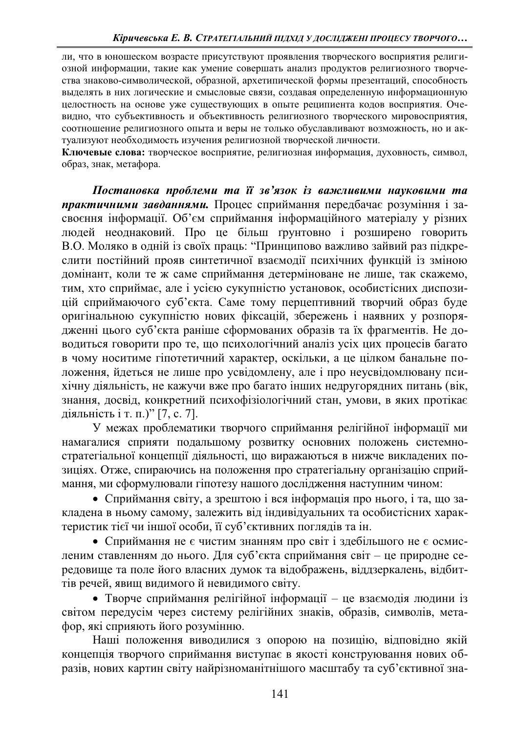ли, что в юношеском возрасте присутствуют проявления творческого восприятия религиозной информации, такие как умение совершать анализ продуктов религиозного творчества знаково-символической, образной, архетипической формы презентаций, способность выделять в них логические и смысловые связи, создавая определенную информационную целостность на основе уже существующих в опыте реципиента кодов восприятия. Очевидно, что субъективность и объективность религиозного творческого мировосприятия, соотношение религиозного опыта и веры не только обуславливают возможность, но и актуализуют необходимость изучения религиозной творческой личности.

**Ключевые слова:** творческое восприятие, религиозная информация, духовность, символ, образ, знак, метафора.

Постановка проблеми та *й* зв'язок із важливими науковими та практичними завданнями. Процес сприймання передбачає розуміння і засвоєння інформації. Об'єм сприймання інформаційного матеріалу у різних людей неоднаковий. Про це більш ґрунтовно і розширено говорить В.О. Моляко в одній із своїх праць: "Принципово важливо зайвий раз підкреслити постійний прояв синтетичної взаємодії психічних функцій із зміною домінант, коли те ж саме сприймання детерміноване не лише, так скажемо, тим, хто сприймає, але і усією сукупністю установок, особистісних диспозицій сприймаючого суб'єкта. Саме тому перцептивний творчий образ буде оригінальною сукупністю нових фіксацій, збережень і наявних у розпорядженні цього суб'єкта раніше сформованих образів та їх фрагментів. Не доводиться говорити про те, що психологічний аналіз усіх цих процесів багато в чому носитиме гіпотетичний характер, оскільки, а це цілком банальне положення, йдеться не лише про усвідомлену, але і про неусвідомлювану психічну діяльність, не кажучи вже про багато інших недругорядних питань (вік, знання, досвід, конкретний психофізіологічний стан, умови, в яких протікає діяльність і т. п.)" [7, с. 7].

У межах проблематики творчого сприймання релігійної інформації ми намагалися сприяти подальшому розвитку основних положень системностратегіальної концепції діяльності, що виражаються в нижче викладених позиціях. Отже, спираючись на положення про стратегіальну організацію сприймання, ми сформулювали гіпотезу нашого дослідження наступним чином:

• Сприймання світу, а зрештою і вся інформація про нього, і та, що закладена в ньому самому, залежить від індивідуальних та особистісних характеристик тієї чи іншої особи, її суб'єктивних поглядів та ін.

• Сприймання не є чистим знанням про світ і здебільшого не є осмисленим ставленням до нього. Для суб'єкта сприймання світ - це природне середовище та поле його власних думок та відображень, віддзеркалень, відбиттів речей, явищ видимого й невидимого світу.

• Творче сприймання релігійної інформації – це взаємодія людини із світом передусім через систему релігійних знаків, образів, символів, метафор, які сприяють його розумінню.

Наші положення виводилися з опорою на позицію, відповідно якій концепція творчого сприймання виступає в якості конструювання нових образів, нових картин світу найрізноманітнішого масштабу та суб'єктивної зна-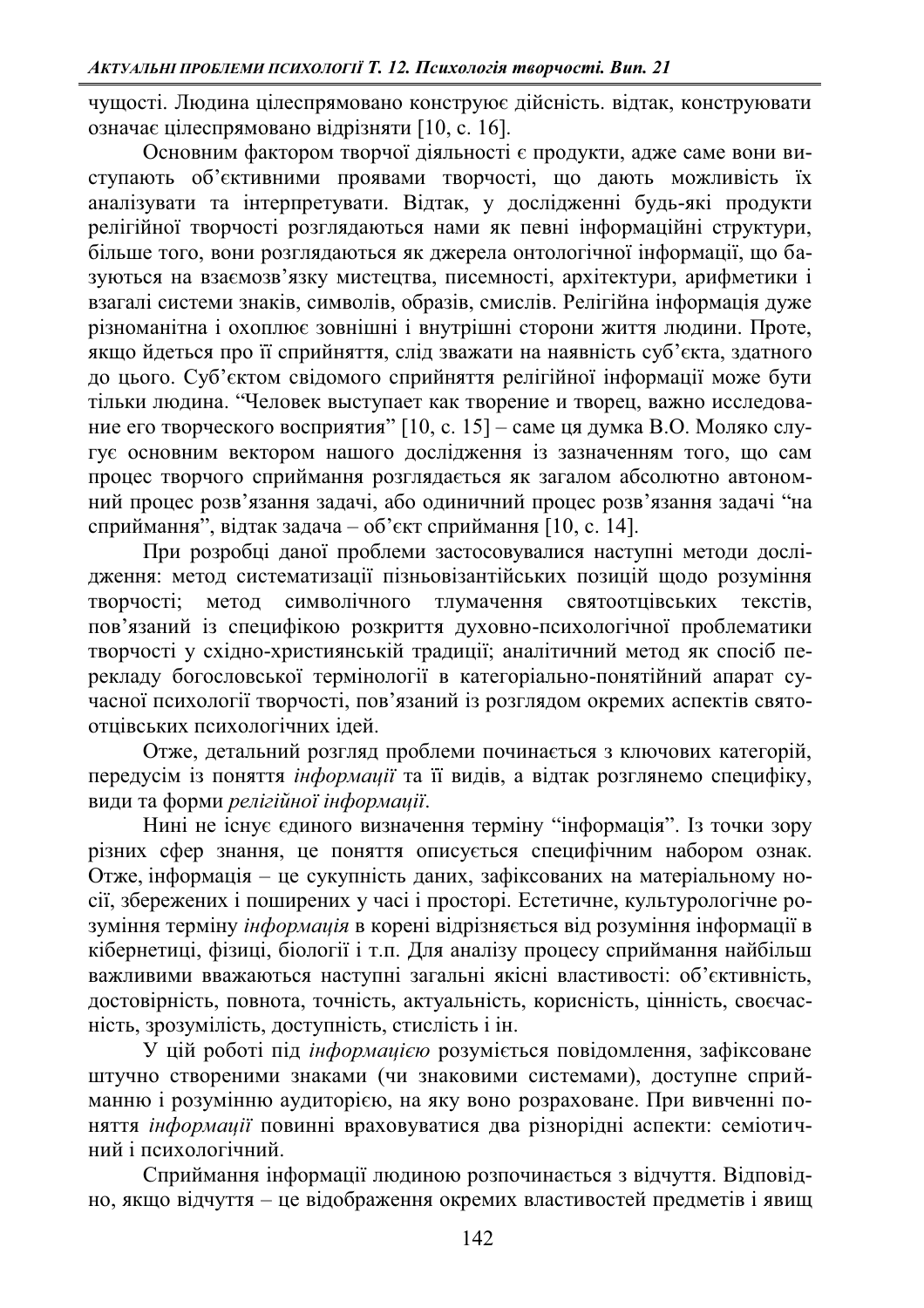чущості. Людина цілеспрямовано конструює дійсність. відтак, конструювати означає цілеспрямовано відрізняти [10, с. 16].

Основним фактором творчої діяльності є продукти, адже саме вони виступають об'єктивними проявами творчості, що дають можливість їх аналізувати та інтерпретувати. Відтак, у дослідженні будь-які продукти релігійної творчості розглядаються нами як певні інформаційні структури, більше того, вони розглядаються як джерела онтологічної інформації, що базуються на взаємозв'язку мистецтва, писемності, архітектури, арифметики і **•** взагалі системи знаків, символів, образів, смислів. Релігійна інформація дуже різноманітна і охоплює зовнішні і внутрішні сторони життя людини. Проте, якщо йдеться про її сприйняття, слід зважати на наявність суб'єкта, здатного до цього. Суб'єктом свідомого сприйняття релігійної інформації може бути тiльки людина. "Человек выступает как творение и творец, важно исследование его творческого восприятия" [10, с. 15] – саме ця думка В.О. Моляко слугує основним вектором нашого дослідження із зазначенням того, що сам процес творчого сприймання розглядається як загалом абсолютно автономний процес розв'язання задачі, або одиничний процес розв'язання задачі "на сприймання", відтак задача – об'єкт сприймання [10, с. 14].

При розробці даної проблеми застосовувалися наступні методи дослідження: метод систематизації пізньовізантійських позицій щодо розуміння творчості; метод символічного тлумачення святоотцівських текстів, пов'язаний із специфікою розкриття духовно-психологічної проблематики творчості у східно-християнській традиції; аналітичний метод як спосіб перекладу богословської термінології в категоріально-понятійний апарат сучасної психології творчості, пов'язаний із розглядом окремих аспектів святоотцівських психологічних ілей.

Отже, детальний розгляд проблеми починається з ключових категорій, передусім із поняття *інформації* та її видів, а відтак розглянемо специфіку, види та форми релігійної інформації.

Нині не існує єдиного визначення терміну "інформація". Із точки зору різних сфер знання, це поняття описується специфічним набором ознак. Отже, інформація – це сукупність даних, зафіксованих на матеріальному ноcii, збережених i поширених у часі i просторі. Естетичне, культурологічне розуміння терміну *інформація* в корені відрізняється від розуміння інформації в кібернетиці, фізиці, біології і т.п. Для аналізу процесу сприймання найбільш важливими вважаються наступні загальні якісні властивості: об'єктивність, достовірність, повнота, точність, актуальність, корисність, цінність, своєчасність, зрозумілість, доступність, стислість і ін.

У цій роботі під *інформацією* розуміється повідомлення, зафіксоване штучно створеними знаками (чи знаковими системами), доступне сприй**манню** i розумінню аудиторією, на яку воно розраховане. При вивченні поняття *інформації* повинні враховуватися два різнорідні аспекти: семіотичний і психологічний.

Сприймання інформації людиною розпочинається з відчуття. Відповідно, якщо відчуття – це відображення окремих властивостей предметів і явищ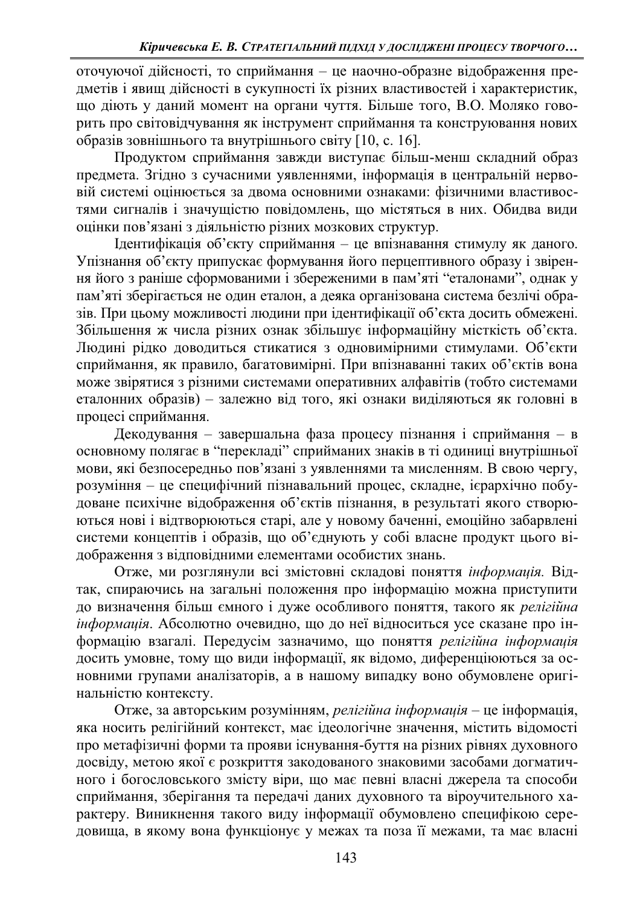оточуючої дійсності, то сприймання - це наочно-образне відображення предметів і явищ дійсності в сукупності їх різних властивостей і характеристик, що діють у даний момент на органи чуття. Більше того, В.О. Моляко говорить про світовідчування як інструмент сприймання та конструювання нових образів зовнішнього та внутрішнього світу  $[10, c, 16]$ .

Продуктом сприймання завжди виступає більш-менш складний образ предмета. Згідно з сучасними уявленнями, інформація в центральній нервовій системі оцінюється за двома основними ознаками: фізичними властивостями сигналів і значущістю повідомлень, що містяться в них. Обидва види оцінки пов'язані з діяльністю різних мозкових структур.

Iдентифікація об'єкту сприймання - це впізнавання стимулу як даного. Упізнання об'єкту припускає формування його перцептивного образу і звіренняйого з раніше сформованими і збереженими в пам'яті "еталонами", однак у пам'яті зберігається не один еталон, а деяка організована система безлічі образів. При цьому можливості людини при ідентифікації об'єкта досить обмежені. Збільшення ж числа різних ознак збільшує інформаційну місткість об'єкта. Людині рідко доводиться стикатися з одновимірними стимулами. Об'єкти сприймання, як правило, багатовимірні. При впізнаванні таких об'єктів вона може звірятися з різними системами оперативних алфавітів (тобто системами еталонних образів) - залежно від того, які ознаки виділяються як головні в процесі сприймання.

Декодування - завершальна фаза процесу пізнання і сприймання - в основному полягає в "перекладі" сприйманих знаків в ті одиниці внутрішньої мови, які безпосередньо пов'язані з уявленнями та мисленням. В свою чергу, розуміння – це специфічний пізнавальний процес, складне, ієрархічно побу-• is an extremental contracted in the text is the text of the text of the text of the text of the text of the text of the text of the text of the text of the text of the text of the text of the text of the text of the tex ються нові і відтворюються старі, але у новому баченні, емоційно забарвлені системи концептів і образів, що об'єднують у собі власне продукт цього відображення з відповідними елементами особистих знань.

Отже, ми розглянули всі змістовні складові поняття *інформація*. Відтак, спираючись на загальні положення про інформацію можна приступити до визначення більш ємного і дуже особливого поняття, такого як релігійна *інформація*. Абсолютно очевидно, що до неї відноситься усе сказане про інформацію взагалі. Передусім зазначимо, що поняття релігійна інформація **и и тема + 10 кил и 10 кили інформації, як відомо, диференціюються за ос**новними групами аналізаторів, а в нашому випадку воно обумовлене оригінальністю контексту.

Отже, за авторським розумінням, *релігійна інформація* - це інформація, яка носить релігійний контекст, має ідеологічне значення, містить відомості про метафізичні форми та прояви існування-буття на різних рівнях духовного тосвіду, метою якої є розкриття закодованого знаковими засобами догматичного і богословського змісту віри, що має певні власні джерела та способи сприймання, зберігання та передачі даних духовного та віроучительного характеру. Виникнення такого виду інформації обумовлено специфікою сереɞɨɜɢɳɚɜɹɤɨɦɭɜɨɧɚɮɭɧɤɰɿɨɧɭɽ ɭɦɟɠɚɯ ɬɚ ɩɨɡɚʀʀɦɟɠɚɦɢ ɬɚɦɚɽɜɥɚɫɧɿ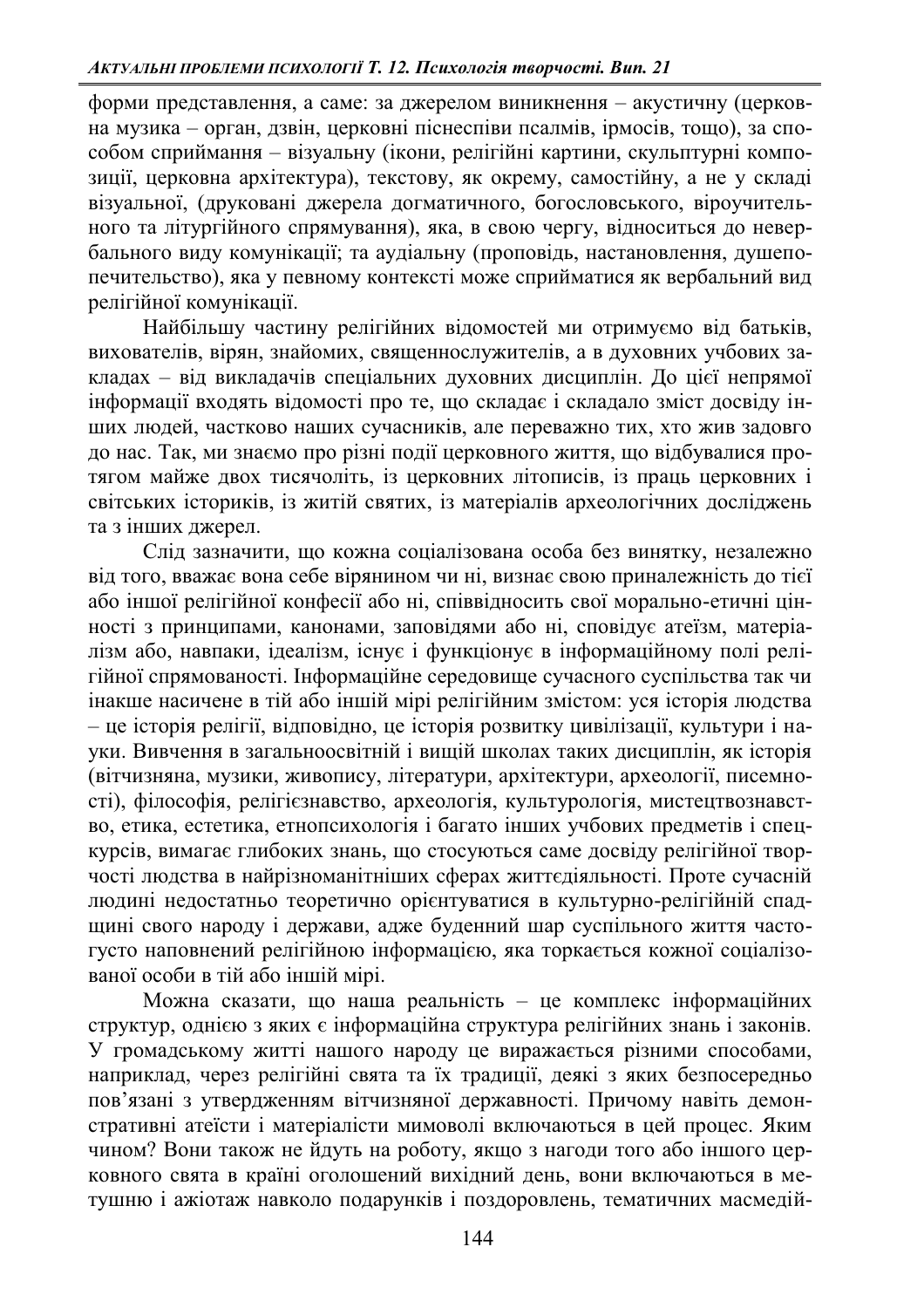форми представлення, а саме: за джерелом виникнення – акустичну (церковна музика – орган, дзвін, церковні піснеспіви псалмів, ірмосів, тощо), за способом сприймання – візуальну (ікони, релігійні картини, скульптурні композиції, церковна архітектура), текстову, як окрему, самостійну, а не у складі візуальної, (друковані джерела догматичного, богословського, віроучительного та літургійного спрямування), яка, в свою чергу, відноситься до невербального виду комунікації; та аудіальну (проповідь, настановлення, душепопечительство), яка у певному контексті може сприйматися як вербальний вид релігійної комунікації.

Найбільшу частину релігійних відомостей ми отримуємо від батьків, вихователів, вірян, знайомих, священнослужителів, а в духовних учбових закладах - від викладачів спеціальних духовних дисциплін. До цієї непрямої інформації входять відомості про те, що складає і складало зміст досвіду інших людей, частково наших сучасників, але переважно тих, хто жив задовго до нас. Так, ми знаємо про різні події церковного життя, що відбувалися протягом майже двох тисячоліть, із церковних літописів, із праць церковних і світських істориків, із житій святих, із матеріалів археологічних досліджень та з інших джерел.

Слід зазначити, що кожна соціалізована особа без винятку, незалежно **від того**, вважає вона себе вірянином чи ні, визнає свою приналежність до тієї або іншої релігійної конфесії або ні, співвідносить свої морально-етичні цінності з принципами, канонами, заповідями або ні, сповідує атеїзм, матеріалізм або, навпаки, ідеалізм, існує і функціонує в інформаційному полі релігійної спрямованості. Інформаційне середовище сучасного суспільства так чи інакше насичене в тій або іншій мірі релігійним змістом: уся історія людства  $-$ це історія релігії, відповідно, це історія розвитку цивілізації, культури і науки. Вивчення в загальноосвітній і вищій школах таких дисциплін, як історія (вітчизняна, музики, живопису, літератури, архітектури, археології, писемності), філософія, релігієзнавство, археологія, культурологія, мистецтвознавство, етика, естетика, етнопсихологія і багато інших учбових предметів і спецкурсів, вимагає глибоких знань, що стосуються саме досвіду релігійної творчості людства в найрізноманітніших сферах життєдіяльності. Проте сучасній людині недостатньо теоретично орієнтуватися в культурно-релігійній спадщині свого народу і держави, адже буденний шар суспільного життя частогусто наповнений релігійною інформацією, яка торкається кожної соціалізованої особи в тій або іншій мірі.

Можна сказати, що наша реальність - це комплекс інформаційних структур, однією з яких є інформаційна структура релігійних знань і законів. У громадському житті нашого народу це виражається різними способами, наприклад, через релігійні свята та їх традиції, деякі з яких безпосередньо пов'язані з утвердженням вітчизняної державності. Причому навіть демонстративні атеїсти і матеріалісти мимоволі включаються в цей процес. Яким чином? Вони також не йдуть на роботу, якщо з нагоди того або іншого церковного свята в країні оголошений вихідний день, вони включаються в метушню і ажіотаж навколо подарунків і поздоровлень, тематичних масмедій-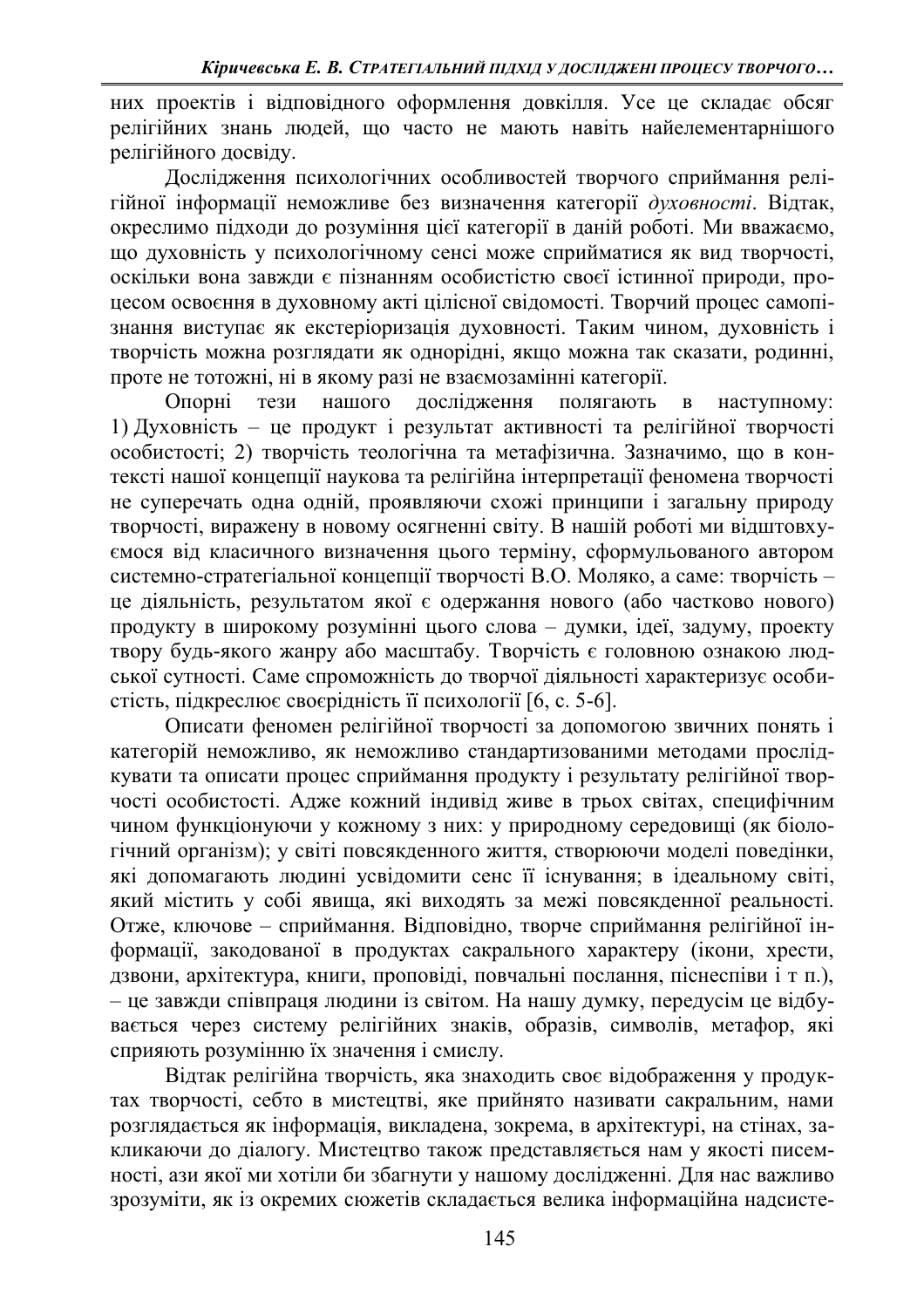них проектів і відповідного оформлення довкілля. Усе це складає обсяг релігійних знань людей, що часто не мають навіть найелементарнішого релігійного досвіду.

Дослідження психологічних особливостей творчого сприймання релігійної інформації неможливе без визначення категорії духовності. Відтак, окреслимо підходи до розуміння цієї категорії в даній роботі. Ми вважаємо, що духовність у психологічному сенсі може сприйматися як вид творчості, оскільки вона завжди є пізнанням особистістю своєї істинної природи, процесом освоєння в духовному акті цілісної свідомості. Творчий процес самопізнання виступає як екстеріоризація духовності. Таким чином, духовність і творчість можна розглядати як однорідні, якщо можна так сказати, родинні, проте не тотожні, ні в якому разі не взаємозамінні категорії.

Опорні тези нашого дослідження полягають в наступному: 1) Духовність - це продукт і результат активності та релігійної творчості особистості; 2) творчість теологічна та метафізична. Зазначимо, що в контексті нашої концепції наукова та релігійна інтерпретації феномена творчості не суперечать одна одній, проявляючи схожі принципи і загальну природу творчості, виражену в новому осягненні світу. В нашій роботі ми відштовхуємося від класичного визначення цього терміну, сформульованого автором системно-стратегіальної концепції творчості В.О. Моляко, а саме: творчість це діяльність, результатом якої є одержання нового (або частково нового) продукту в широкому розумінні цього слова - думки, ідеї, задуму, проекту твору будь-якого жанру або масштабу. Творчість є головною ознакою людської сутності. Саме спроможність до творчої діяльності характеризує особистість, підкреслює своєрідність її психології [6, с. 5-6].

Описати феномен релігійної творчості за допомогою звичних понять і категорій неможливо, як неможливо стандартизованими методами прослідкувати та описати процес сприймання продукту і результату релігійної творчості особистості. Адже кожний індивід живе в трьох світах, специфічним чином функціонуючи у кожному з них: у природному середовищі (як біологічний організм); у світі повсякденного життя, створюючи моделі поведінки, які допомагають людині усвідомити сенс її існування; в ідеальному світі, який містить у собі явища, які виходять за межі повсякденної реальності. Отже, ключове – сприймання. Відповідно, творче сприймання релігійної інформації, закодованої в продуктах сакрального характеру (ікони, хрести, дзвони, архітектура, книги, проповіді, повчальні послання, піснеспіви і т п.), – це завжди співпраця людини із світом. На нашу думку, передусім це відбувається через систему релігійних знаків, образів, символів, метафор, які сприяють розумінню їх значення і смислу.

Відтак релігійна творчість, яка знаходить своє відображення у продуктах творчості, себто в мистецтві, яке прийнято називати сакральним, нами розглядається як інформація, викладена, зокрема, в архітектурі, на стінах, закликаючи до діалогу. Мистецтво також представляється нам у якості писемності, ази якої ми хотіли би збагнути у нашому дослідженні. Для нас важливо зрозуміти, як із окремих сюжетів складається велика інформаційна надсисте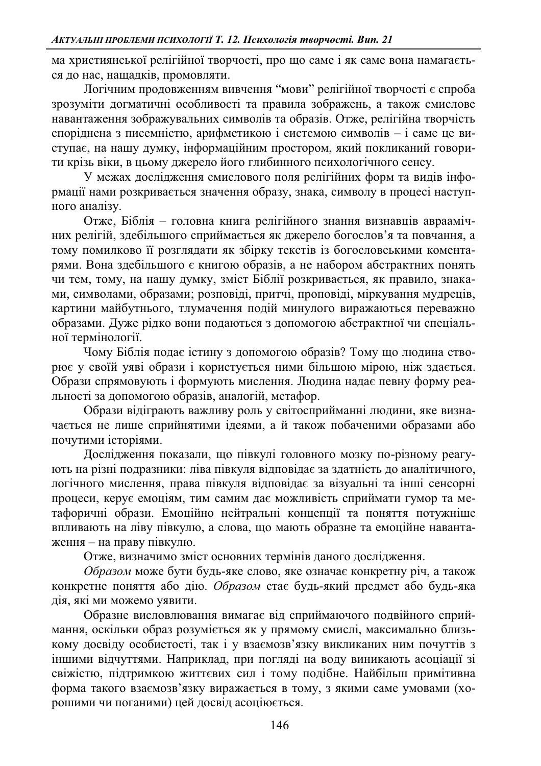ма християнської релігійної творчості, про що саме і як саме вона намагається до нас, нащадків, промовляти.

Логічним продовженням вивчення "мови" релігійної творчості є спроба зрозуміти догматичні особливості та правила зображень, а також смислове навантаження зображувальних символів та образів. Отже, релігійна творчість споріднена з писемністю, арифметикою і системою символів - і саме це виступає, на нашу думку, інформаційним простором, який покликаний говорити крізь віки, в цьому джерело його глибинного психологічного сенсу.

У межах дослідження смислового поля релігійних форм та видів інформації нами розкривається значення образу, знака, символу в процесі наступного аналізу.

Отже, Біблія - головна книга релігійного знання визнавців авраамічних релігій, здебільшого сприймається як джерело богослов'я та повчання, а тому помилково її розглядати як збірку текстів із богословськими коментарями. Вона здебільшого є книгою образів, а не набором абстрактних понять чи тем, тому, на нашу думку, зміст Біблії розкривається, як правило, знаками, символами, образами; розповіді, притчі, проповіді, міркування мудреців, картини майбутнього, тлумачення подій минулого виражаються переважно образами. Дуже рідко вони подаються з допомогою абстрактної чи спеціальної термінології.

Чому Біблія подає істину з допомогою образів? Тому що людина створює у своїй уяві образи і користується ними більшою мірою, ніж здається. Образи спрямовують і формують мислення. Людина надає певну форму реальності за допомогою образів, аналогій, метафор.

Образи відіграють важливу роль у світосприйманні людини, яке визначається не лише сприйнятими ідеями, а й також побаченими образами або почутими історіями.

Дослідження показали, що півкулі головного мозку по-різному реагують на різні подразники: ліва півкуля відповідає за здатність до аналітичного, логічного мислення, права півкуля відповідає за візуальні та інші сенсорні процеси, керує емоціям, тим самим дає можливість сприймати гумор та метафоричні образи. Емоційно нейтральні концепції та поняття потужніше впливають на ліву півкулю, а слова, що мають образне та емоційне навантаження – на праву півкулю.

Отже, визначимо зміст основних термінів даного дослідження.

Образом може бути будь-яке слово, яке означає конкретну річ, а також конкретне поняття або дію. Образом стає будь-який предмет або будь-яка дія, які ми можемо уявити.

Образне висловлювання вимагає від сприймаючого подвійного сприймання, оскільки образ розуміється як у прямому смислі, максимально близькому досвіду особистості, так і у взаємозв'язку викликаних ним почуттів з іншими відчуттями. Наприклад, при погляді на воду виникають асоціації зі свіжістю, підтримкою життєвих сил і тому подібне. Найбільш примітивна форма такого взаємозв'язку виражається в тому, з якими саме умовами (хорошими чи поганими) цей досвід асоціюється.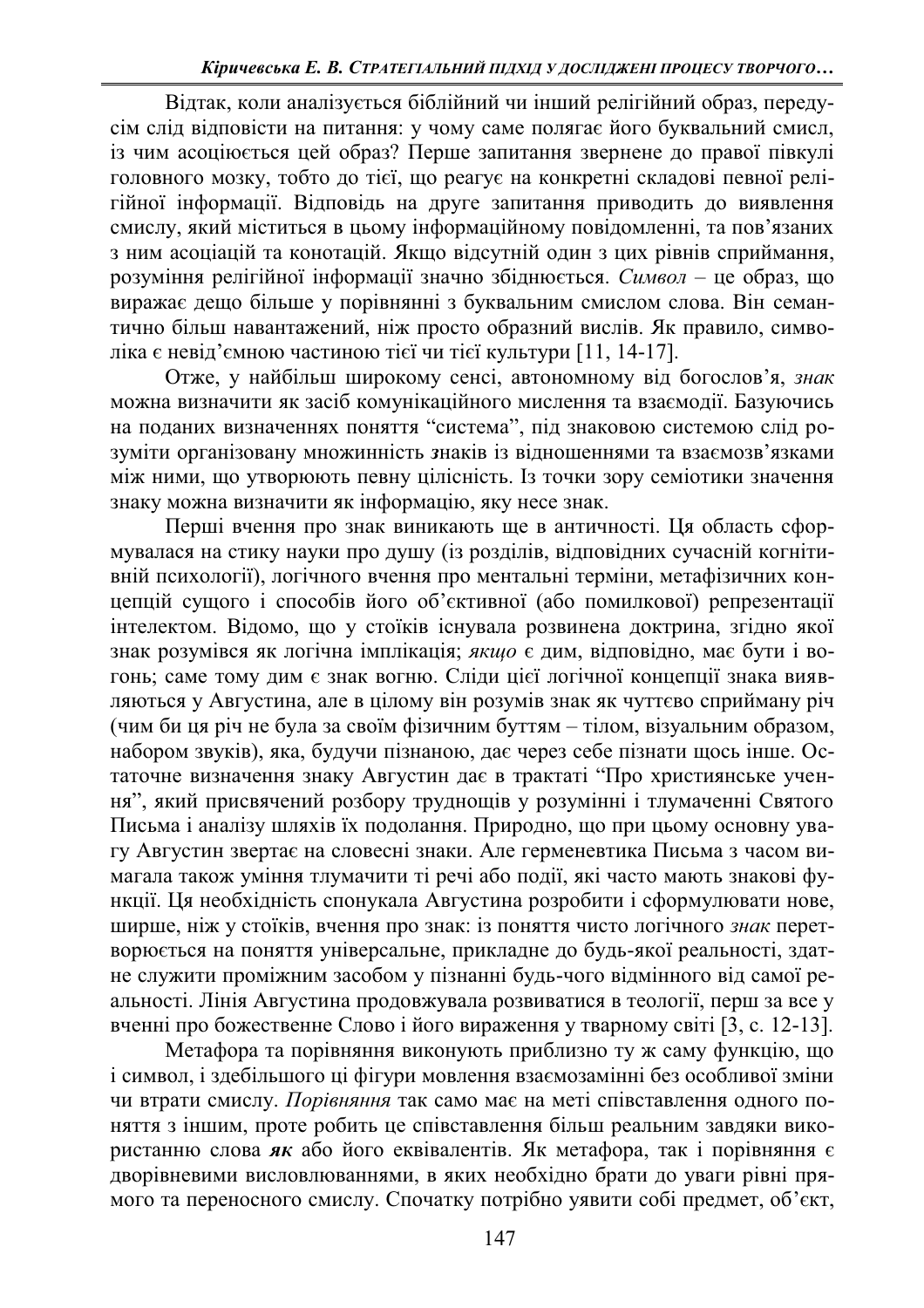Відтак, коли аналізується біблійний чи інший релігійний образ, передусім слід відповісти на питання: у чому саме полягає його буквальний смисл, із чим асоціюється цей образ? Перше запитання звернене до правої півкулі головного мозку, тобто до тієї, що реагує на конкретні складові певної релігійної інформації. Відповідь на друге запитання приводить до виявлення смислу, який міститься в цьому інформаційному повідомленні, та пов'язаних з ним асоціацій та конотацій. Якщо відсутній один з цих рівнів сприймання, розуміння релігійної інформації значно збіднюється. Символ - це образ, що ɜɢɪɚɠɚɽɞɟɳɨɛɿɥɶɲɟɭɩɨɪɿɜɧɹɧɧɿ ɡɛɭɤɜɚɥɶɧɢɦɫɦɢɫɥɨɦɫɥɨɜɚȼɿɧ ɫɟɦɚɧ тично більш навантажений, ніж просто образний вислів. Як правило, символіка є невід'ємною частиною тієї чи тієї культури [11, 14-17].

Отже, у найбільш широкому сенсі, автономному від богослов'я, знак можна визначити як засіб комунікаційного мислення та взаємодії. Базуючись на поданих визначеннях поняття "система", під знаковою системою слід розуміти організовану множинність знаків із відношеннями та взаємозв'язками між ними, що утворюють певну цілісність. Із точки зору семіотики значення знаку можна визначити як інформацію, яку несе знак.

Перші вчення про знак виникають ще в античності. Ця область сформувалася на стику науки про душу (із розділів, відповідних сучасній когнітивній психології), логічного вчення про ментальні терміни, метафізичних концепцій сущого і способів його об'єктивної (або помилкової) репрезентації інтелектом. Відомо, що у стоїків існувала розвинена доктрина, згідно якої знак розумівся як логічна імплікація; якщо є дим, відповідно, має бути і вогонь; саме тому дим є знак вогню. Сліди цієї логічної концепції знака виявляються у Августина, але в цілому він розумів знак як чуттєво сприйману річ (чим би ця річ не була за своїм фізичним буттям - тілом, візуальним образом, набором звуків), яка, будучи пізнаною, дає через себе пізнати щось інше. Остаточне визначення знаку Августин дає в трактаті "Про християнське учення", який присвячений розбору труднощів у розумінні і тлумаченні Святого Письма і аналізу шляхів їх подолання. Природно, що при цьому основну увагу Августин звертає на словесні знаки. Але герменевтика Письма з часом вимагала також уміння тлумачити ті речі або події, які часто мають знакові функції. Ця необхідність спонукала Августина розробити і сформулювати нове, ширше, ніж у стоїків, вчення про знак: із поняття чисто логічного знак перетворюється на поняття універсальне, прикладне до будь-якої реальності, здатне служити проміжним засобом у пізнанні будь-чого відмінного від самої реальності. Лінія Августина продовжувала розвиватися в теології, перш за все у вченні про божественне Слово і його вираження у тварному світі [3, с. 12-13].

Метафора та порівняння виконують приблизно ту ж саму функцію, що і символ, і здебільшого ці фігури мовлення взаємозамінні без особливої зміни чи втрати смислу. Порівняння так само має на меті співставлення одного поняття з іншим, проте робить це співставлення більш реальним завдяки використанню слова як або його еквівалентів. Як метафора, так і порівняння є дворівневими висловлюваннями, в яких необхідно брати до уваги рівні прямого та переносного смислу. Спочатку потрібно уявити собі предмет, об'єкт,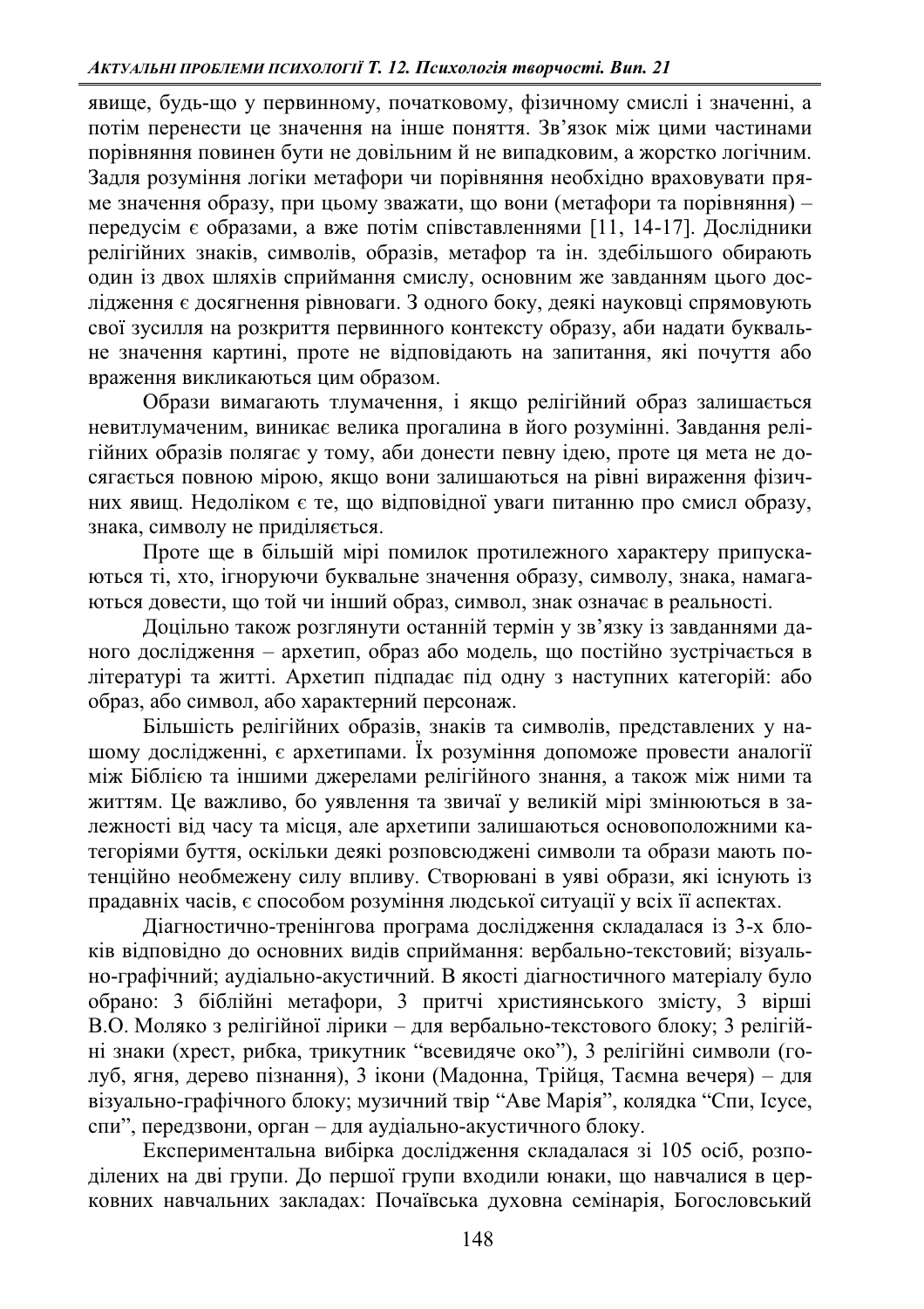явище, будь-що у первинному, початковому, фізичному смислі і значенні, а потім перенести це значення на інше поняття. Зв'язок між цими частинами порівняння повинен бути не довільним й не випадковим, а жорстко логічним. Задля розуміння логіки метафори чи порівняння необхідно враховувати пряме значення образу, при цьому зважати, що вони (метафори та порівняння) – передусім є образами, а вже потім співставленнями [11, 14-17]. Дослідники релігійних знаків, символів, образів, метафор та ін. здебільшого обирають один із двох шляхів сприймання смислу, основним же завданням цього дослідження є досягнення рівноваги. З одного боку, деякі науковці спрямовують свої зусилля на розкриття первинного контексту образу, аби надати буквальне значення картині, проте не відповідають на запитання, які почуття або враження викликаються цим образом.

Образи вимагають тлумачення, і якщо релігійний образ залишається невитлумаченим, виникає велика прогалина в його розумінні. Завдання релігійних образів полягає у тому, аби донести певну ідею, проте ця мета не досягається повною мірою, якщо вони залишаються на рівні вираження фізичних явищ. Недоліком є те, що відповідної уваги питанню про смисл образу, знака, символу не приділяється.

Проте ще в більшій мірі помилок протилежного характеру припускаються ті, хто, ігноруючи буквальне значення образу, символу, знака, намагаються довести, що той чи інший образ, символ, знак означає в реальності.

Доцільно також розглянути останній термін у зв'язку із завданнями даного дослідження – архетип, образ або модель, що постійно зустрічається в літературі та житті. Архетип підпадає під одну з наступних категорій: або образ, або символ, або характерний персонаж.

Більшість релігійних образів, знаків та символів, представлених у нашому дослідженні, є архетипами. Їх розуміння допоможе провести аналогії між Біблією та іншими джерелами релігійного знання, а також між ними та життям. Це важливо, бо уявлення та звичаї у великій мірі змінюються в залежності від часу та місця, але архетипи залишаються основоположними категоріями буття, оскільки деякі розповсюджені символи та образи мають потенційно необмежену силу впливу. Створювані в уяві образи, які існують із прадавніх часів, є способом розуміння людської ситуації у всіх її аспектах.

Діагностично-тренінгова програма дослідження складалася із 3-х блоків відповідно до основних видів сприймання: вербально-текстовий; візуально-графічний; аудіально-акустичний. В якості діагностичного матеріалу було обрано: 3 біблійні метафори, 3 притчі християнського змісту, 3 вірші В.О. Моляко з релігійної лірики – для вербально-текстового блоку; 3 релігійні знаки (хрест, рибка, трикутник "всевидяче око"), 3 релігійні символи (голуб, ягня, дерево пізнання), 3 ікони (Мадонна, Трійця, Таємна вечеря) - для візуально-графічного блоку; музичний твір "Аве Марія", колядка "Спи, Ісусе, спи", передзвони, орган – для аудіально-акустичного блоку.

Експериментальна вибірка дослідження складалася зі 105 осіб, розподілених на дві групи. До першої групи входили юнаки, що навчалися в церковних навчальних закладах: Почаївська духовна семінарія, Богословський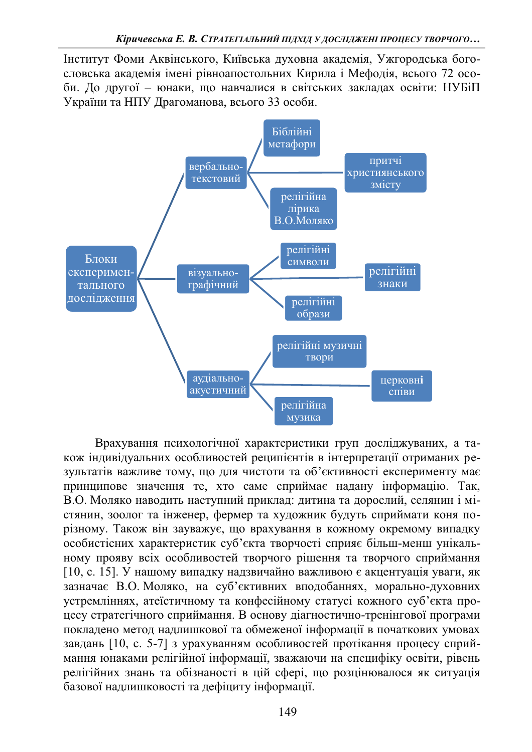Інститут Фоми Аквінського, Київська духовна академія, Ужгородська богословська академія імені рівноапостольних Кирила і Мефодія, всього 72 особи. До другої - юнаки, що навчалися в світських закладах освіти: НУБіП України та НПУ Драгоманова, всього 33 особи.



Врахування психологічної характеристики груп досліджуваних, а також індивідуальних особливостей реципієнтів в інтерпретації отриманих результатів важливе тому, що для чистоти та об'єктивності експерименту має принципове значення те, хто саме сприймає надану інформацію. Так, В.О. Моляко наводить наступний приклад: дитина та дорослий, селянин і містянин, зоолог та інженер, фермер та художник будуть сприймати коня порізному. Також він зауважує, що врахування в кожному окремому випадку особистісних характеристик суб'єкта творчості сприяє більш-менш унікальному прояву всіх особливостей творчого рішення та творчого сприймання  $[10, c, 15]$ . У нашому випадку надзвичайно важливою є акцентуація уваги, як зазначає В.О. Моляко, на суб'єктивних вподобаннях, морально-духовних устремліннях, атеїстичному та конфесійному статусі кожного суб'єкта пронесу стратегічного сприймання. В основу діагностично-тренінгової програми покладено метод надлишкової та обмеженої інформації в початкових умовах завдань [10, с. 5-7] з урахуванням особливостей протікання процесу сприймання юнаками релігійної інформації, зважаючи на специфіку освіти, рівень релігійних знань та обізнаності в цій сфері, що розцінювалося як ситуація базової надлишковості та дефіциту інформації.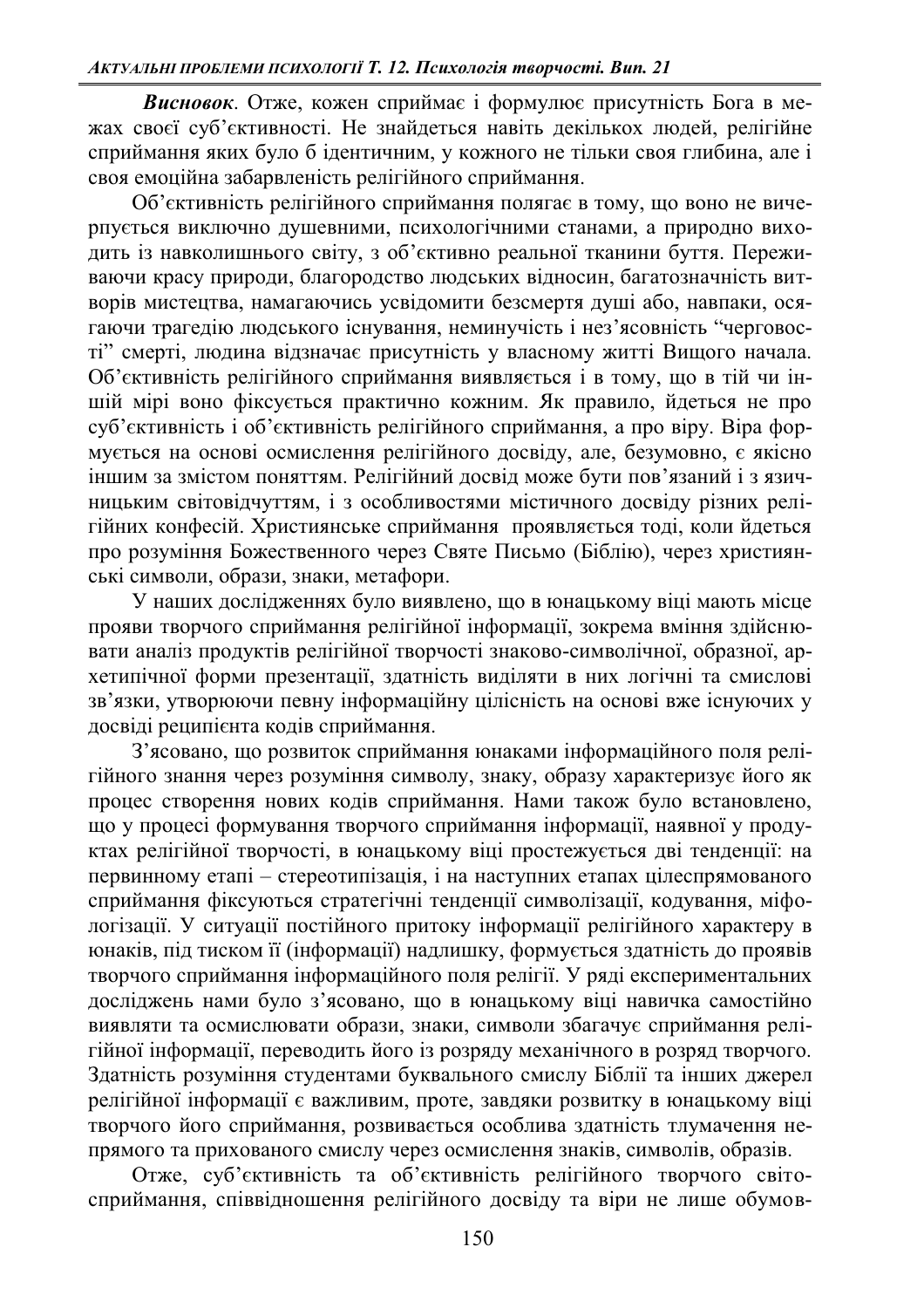**Висновок**. Отже, кожен сприймає і формулює присутність Бога в межах своєї суб'єктивності. Не знайдеться навіть декількох людей, релігійне сприймання яких було б ідентичним, у кожного не тільки своя глибина, але і своя емоційна забарвленість релігійного сприймання.

Об'єктивність релігійного сприймання полягає в тому, що воно не вичерпується виключно душевними, психологічними станами, а природно виходить із навколишнього світу, з об'єктивно реальної тканини буття. Переживаючи красу природи, благородство людських відносин, багатозначність витворів мистецтва, намагаючись усвідомити безсмертя душі або, навпаки, осягаючи трагедію людського існування, неминучість і нез'ясовність "черговості" смерті, людина відзначає присутність у власному житті Вищого начала. Об'єктивність релігійного сприймання виявляється і в тому, що в тій чи іншій мірі воно фіксується практично кожним. Як правило, йдеться не про суб'єктивність і об'єктивність релігійного сприймання, а про віру. Віра формується на основі осмислення релігійного досвіду, але, безумовно, є якісно іншим за змістом поняттям. Релігійний досвід може бути пов'язаний і з язичницьким світовідчуттям, і з особливостями містичного досвіду різних релігійних конфесій. Християнське сприймання проявляється тоді, коли йдеться про розуміння Божественного через Святе Письмо (Біблію), через християнські символи, образи, знаки, метафори.

У наших дослідженнях було виявлено, що в юнацькому віці мають місце прояви творчого сприймання релігійної інформації, зокрема вміння здійснювати аналіз продуктів релігійної творчості знаково-символічної, образної, архетипічної форми презентації, здатність виділяти в них логічні та смислові зв'язки, утворюючи певну інформаційну цілісність на основі вже існуючих у досвіді реципієнта кодів сприймання.

З'ясовано, що розвиток сприймання юнаками інформаційного поля релігійного знання через розуміння символу, знаку, образу характеризує його як процес створення нових кодів сприймання. Нами також було встановлено, що у процесі формування творчого сприймання інформації, наявної у продуктах релігійної творчості, в юнацькому віці простежується дві тенденції: на первинному етапі – стереотипізація, і на наступних етапах цілеспрямованого сприймання фіксуються стратегічні тенденції символізації, кодування, міфологізації. У ситуації постійного притоку інформації релігійного характеру в юнаків, під тиском її (інформації) надлишку, формується здатність до проявів творчого сприймання інформаційного поля релігії. У ряді експериментальних досліджень нами було з'ясовано, що в юнацькому віці навичка самостійно виявляти та осмислювати образи, знаки, символи збагачує сприймання релігійної інформації, переводить його із розряду механічного в розряд творчого. Здатність розуміння студентами буквального смислу Біблії та інших джерел релігійної інформації є важливим, проте, завдяки розвитку в юнацькому віці творчого його сприймання, розвивається особлива здатність тлумачення непрямого та прихованого смислу через осмислення знаків, символів, образів.

Отже, суб'єктивність та об'єктивність релігійного творчого світосприймання, співвідношення релігійного досвіду та віри не лише обумов-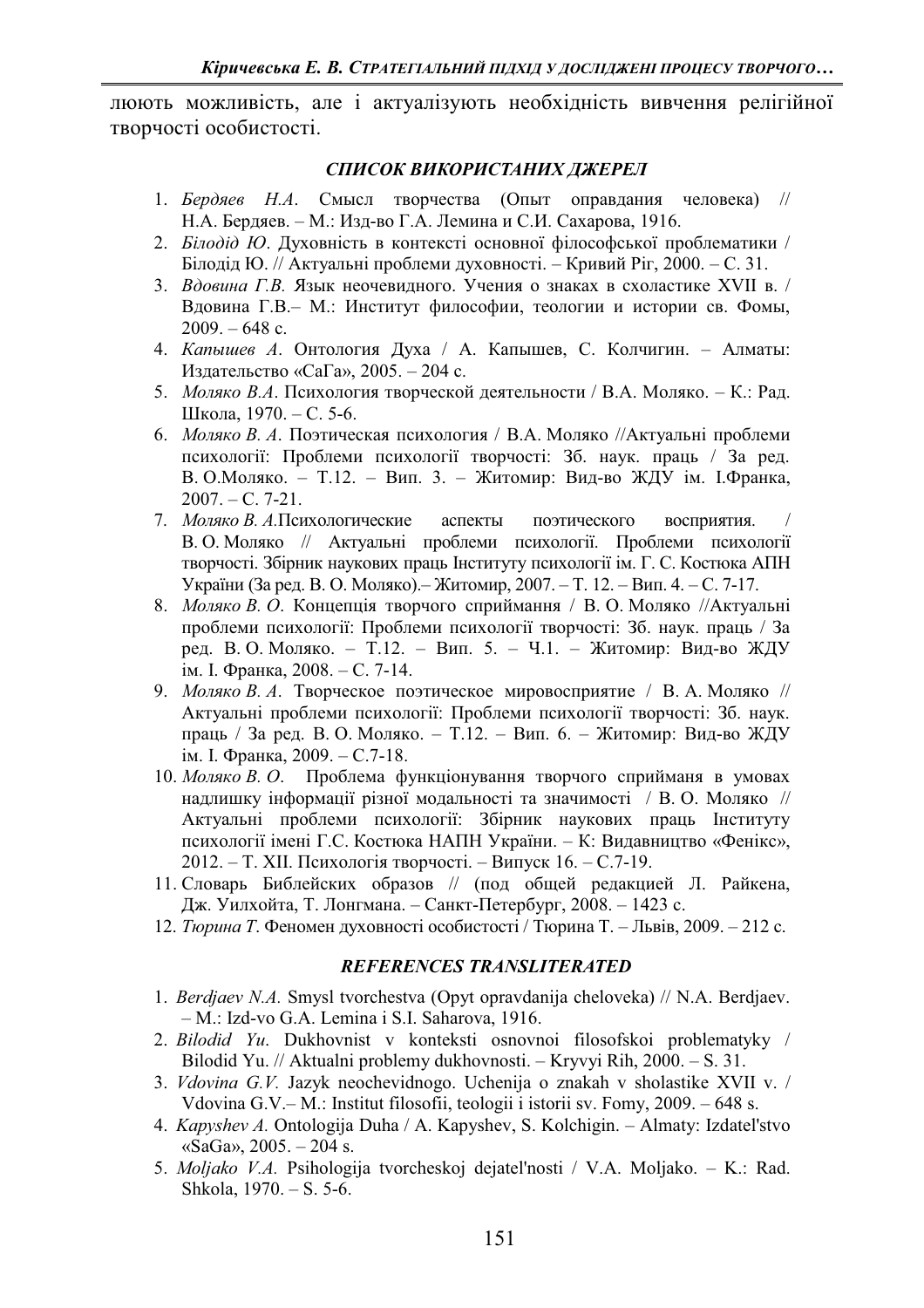люють можливість, але і актуалізують необхідність вивчення релігійної творчості особистості.

## СПИСОК ВИКОРИСТАНИХ ДЖЕРЕЛ

- 1. *Бердяев Н.А.* Смысл творчества (Опыт оправдания человека) // Н.А. Бердяев. – М.: Изд-во Г.А. Лемина и С.И. Сахарова, 1916.
- 2. *Білодід Ю*. Духовність в контексті основної філософської проблематики / Білодід Ю. // Актуальні проблеми духовності. – Кривий Ріг, 2000. – С. 31.
- 3. *Вдовина Г.В.* Язык неочевидного. Учения о знаках в схоластике XVII в. / Вдовина Г.В. – М.: Институт философии, теологии и истории св. Фомы,  $2009. - 648$  c.
- 4. *Капышев А.* Онтология Духа / А. Капышев, С. Колчигин. Алматы: Излательство «СаГа», 2005. – 204 с.
- 5. *Моляко В.А*. Психология творческой деятельности / В.А. Моляко. К.: Рад. Школа, 1970. – С. 5-6.
- 6. *Моляко В. А.* Поэтическая психология / В.А. Моляко //Актуальні проблеми психології: Проблеми психології творчості: Зб. наук. праць / За ред. В. О.Моляко. - Т.12. - Вип. 3. - Житомир: Вид-во ЖДУ ім. І.Франка,  $2007. - C. 7-21.$
- 7. *Моляко В. А*. Психологические аспекты поэтического восприятия. В. О. Моляко // Актуальні проблеми психології. Проблеми психології творчості. Збірник наукових праць Інституту психології ім. Г. С. Костюка АПН України (За ред. В. О. Моляко). – Житомир, 2007. – Т. 12. – Вип. 4. – С. 7-17.
- 8. *Моляко В. О.* Концепція творчого сприймання / В. О. Моляко //Актуальні проблеми психології: Проблеми психології творчості: Зб. наук. праць / За ред. В. О. Моляко. - Т.12. - Вип. 5. - Ч.1. - Житомир: Вид-во ЖДУ ім. І. Франка, 2008. – С. 7-14.
- 9. *Моляко В. А.* Творческое поэтическое мировосприятие / В. А. Моляко // Актуальні проблеми психології: Проблеми психології творчості: Зб. наук. праць / За ред. В. О. Моляко. - Т.12. - Вип. 6. - Житомир: Вид-во ЖДУ ім. І. Франка, 2009. – С.7-18.
- 10. Моляко В. О. Проблема функціонування творчого сприйманя в умовах надлишку інформації різної модальності та значимості / В. О. Моляко // Актуальні проблеми психології: Збірник наукових праць Інституту психології імені Г.С. Костюка НАПН України. - К: Видавництво «Фенікс», 2012. - Т. XII. Психологія творчості. - Випуск 16. - С.7-19.
- 11. Словарь Библейских образов // (под общей редакцией Л. Райкена, Дж. Уилхойта, Т. Лонгмана. – Санкт-Петербург, 2008. – 1423 с.
- 12. *Тюрина Т*. Феномен духовності особистості / Тюрина Т. Львів, 2009. 212 с.

## *5()(5(1&(675\$16/,7(5\$7('*

- 1. *Berdjaev N.A.* Smysl tvorchestva (Opyt opravdanija cheloveka) // N.A. Berdjaev. ± M.: Izd-vo G.A. Lemina i S.I. Saharova, 1916.
- 2. *Bilodid Yu*. Dukhovnist v konteksti osnovnoi filosofskoi problematyky / Bilodid Yu. // Aktualni problemy dukhovnosti.  $-$  Kryvyi Rih, 2000.  $-$  S. 31.
- 3. *Vdovina G.V.* Jazyk neochevidnogo. Uchenija o znakah v sholastike XVII v. / Vdovina G.V. $-$  M.: Institut filosofii, teologii i istorii sv. Fomy, 2009.  $-648$  s.
- 4. *Kapyshev A.* Ontologija Duha / A. Kapyshev, S. Kolchigin. Almaty: Izdatel'stvo «SaGa»,  $2005. - 204$  s.
- 5. Moljako V.A. Psihologija tvorcheskoj dejateľnosti / V.A. Moljako. K.: Rad. Shkola,  $1970. - S. 5-6.$